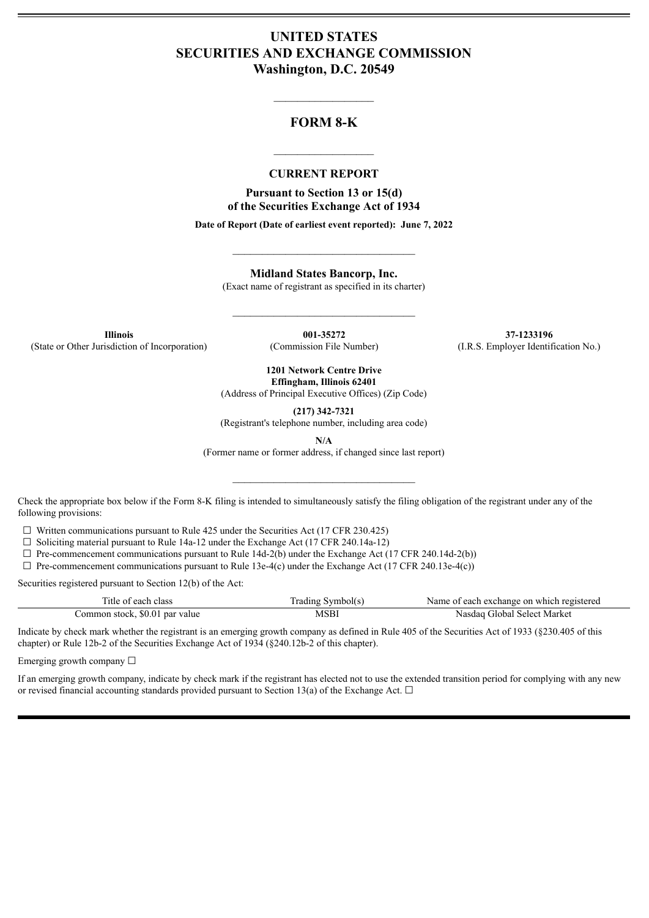# UNITED STATES
# SECURITIES AND EXCHANGE COMMISSION
## Washington, D.C. 20549

---

## FORM 8-K

---

### CURRENT REPORT

**Pursuant to Section 13 or 15(d)**
**of the Securities Exchange Act of 1934**

**Date of Report (Date of earliest event reported): June 7, 2022**

---

**Midland States Bancorp, Inc.**
(Exact name of registrant as specified in its charter)

---

| **Illinois** | **001-35272** | **37-1233196** |
|---|---|---|
| (State or Other Jurisdiction of Incorporation) | (Commission File Number) | (I.R.S. Employer Identification No.) |

**1201 Network Centre Drive**
**Effingham, Illinois 62401**
(Address of Principal Executive Offices) (Zip Code)

**(217) 342-7321**
(Registrant's telephone number, including area code)

**N/A**
(Former name or former address, if changed since last report)

---

Check the appropriate box below if the Form 8-K filing is intended to simultaneously satisfy the filing obligation of the registrant under any of the following provisions:

☐ Written communications pursuant to Rule 425 under the Securities Act (17 CFR 230.425)
☐ Soliciting material pursuant to Rule 14a-12 under the Exchange Act (17 CFR 240.14a-12)
☐ Pre-commencement communications pursuant to Rule 14d-2(b) under the Exchange Act (17 CFR 240.14d-2(b))
☐ Pre-commencement communications pursuant to Rule 13e-4(c) under the Exchange Act (17 CFR 240.13e-4(c))

Securities registered pursuant to Section 12(b) of the Act:

| Title of each class | Trading Symbol(s) | Name of each exchange on which registered |
|---|---|---|
| Common stock, $0.01 par value | MSBI | Nasdaq Global Select Market |

Indicate by check mark whether the registrant is an emerging growth company as defined in Rule 405 of the Securities Act of 1933 (§230.405 of this chapter) or Rule 12b-2 of the Securities Exchange Act of 1934 (§240.12b-2 of this chapter).

Emerging growth company ☐

If an emerging growth company, indicate by check mark if the registrant has elected not to use the extended transition period for complying with any new or revised financial accounting standards provided pursuant to Section 13(a) of the Exchange Act. ☐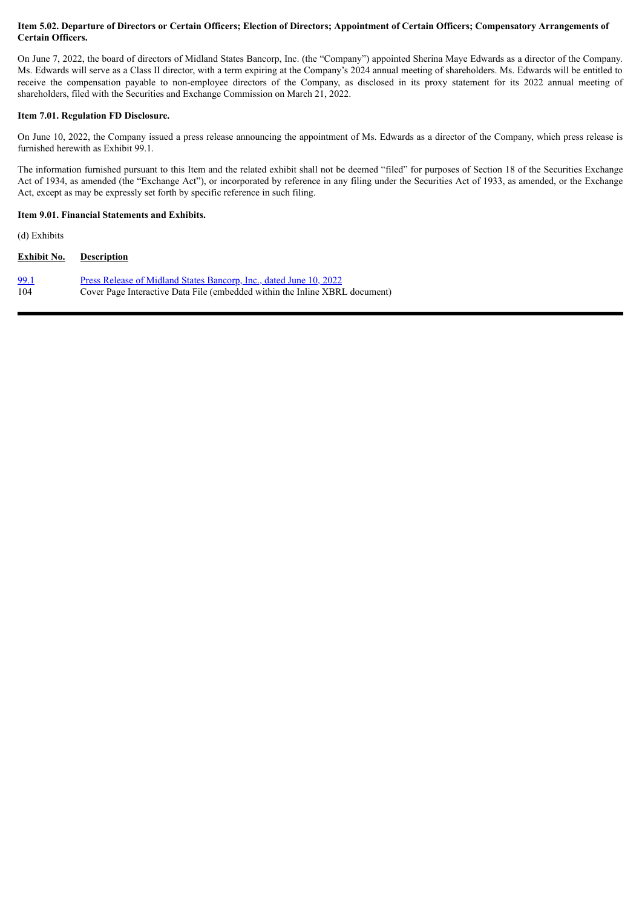**Item 5.02. Departure of Directors or Certain Officers; Election of Directors; Appointment of Certain Officers; Compensatory Arrangements of Certain Officers.**

On June 7, 2022, the board of directors of Midland States Bancorp, Inc. (the "Company") appointed Sherina Maye Edwards as a director of the Company. Ms. Edwards will serve as a Class II director, with a term expiring at the Company's 2024 annual meeting of shareholders. Ms. Edwards will be entitled to receive the compensation payable to non-employee directors of the Company, as disclosed in its proxy statement for its 2022 annual meeting of shareholders, filed with the Securities and Exchange Commission on March 21, 2022.

**Item 7.01. Regulation FD Disclosure.**

On June 10, 2022, the Company issued a press release announcing the appointment of Ms. Edwards as a director of the Company, which press release is furnished herewith as Exhibit 99.1.

The information furnished pursuant to this Item and the related exhibit shall not be deemed "filed" for purposes of Section 18 of the Securities Exchange Act of 1934, as amended (the "Exchange Act"), or incorporated by reference in any filing under the Securities Act of 1933, as amended, or the Exchange Act, except as may be expressly set forth by specific reference in such filing.

**Item 9.01. Financial Statements and Exhibits.**

(d) Exhibits

| Exhibit No. | Description |
| --- | --- |
| 99.1 | Press Release of Midland States Bancorp, Inc., dated June 10, 2022 |
| 104 | Cover Page Interactive Data File (embedded within the Inline XBRL document) |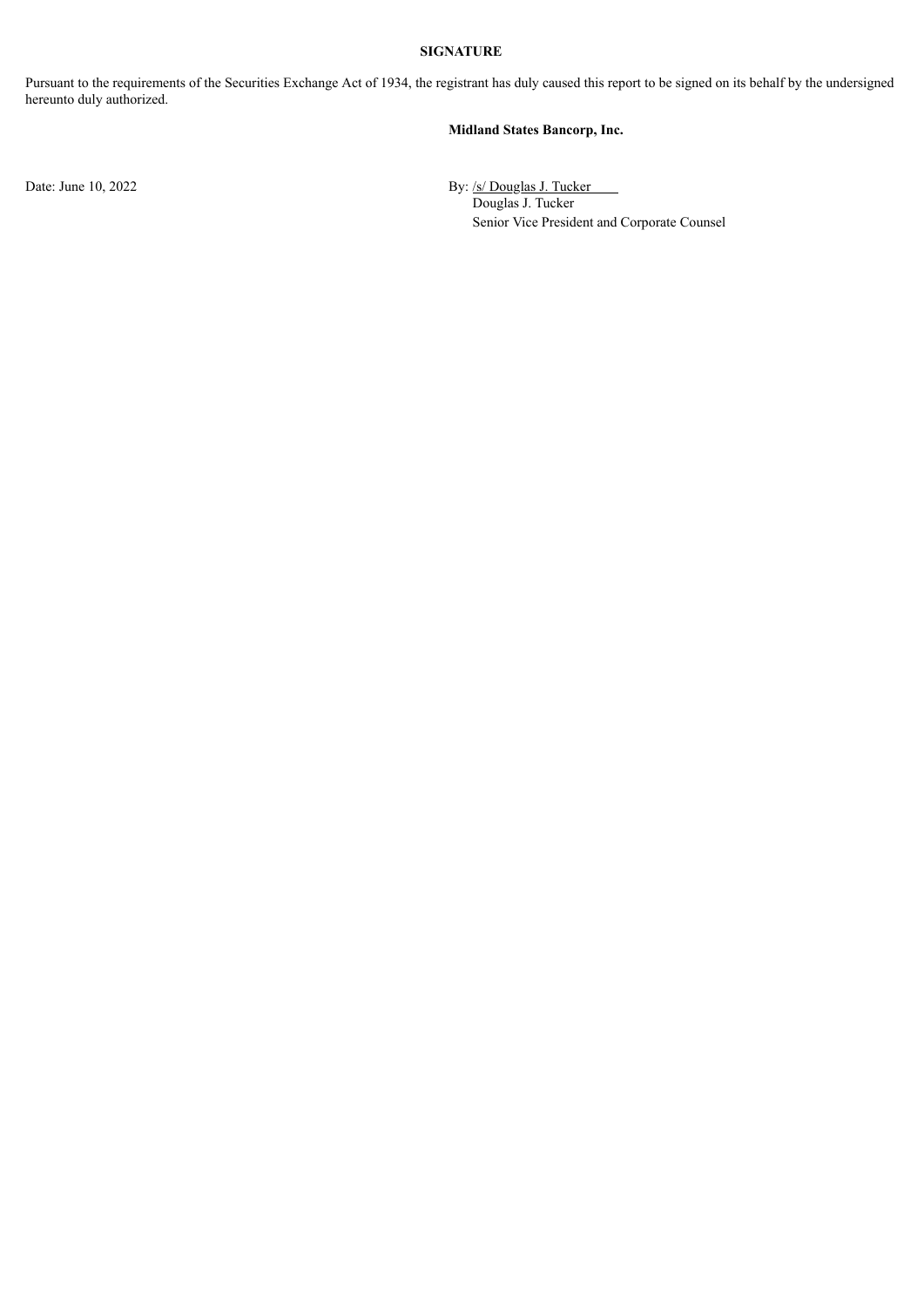**SIGNATURE**

Pursuant to the requirements of the Securities Exchange Act of 1934, the registrant has duly caused this report to be signed on its behalf by the undersigned hereunto duly authorized.

**Midland States Bancorp, Inc.**

Date: June 10, 2022

By: /s/ Douglas J. Tucker
Douglas J. Tucker
Senior Vice President and Corporate Counsel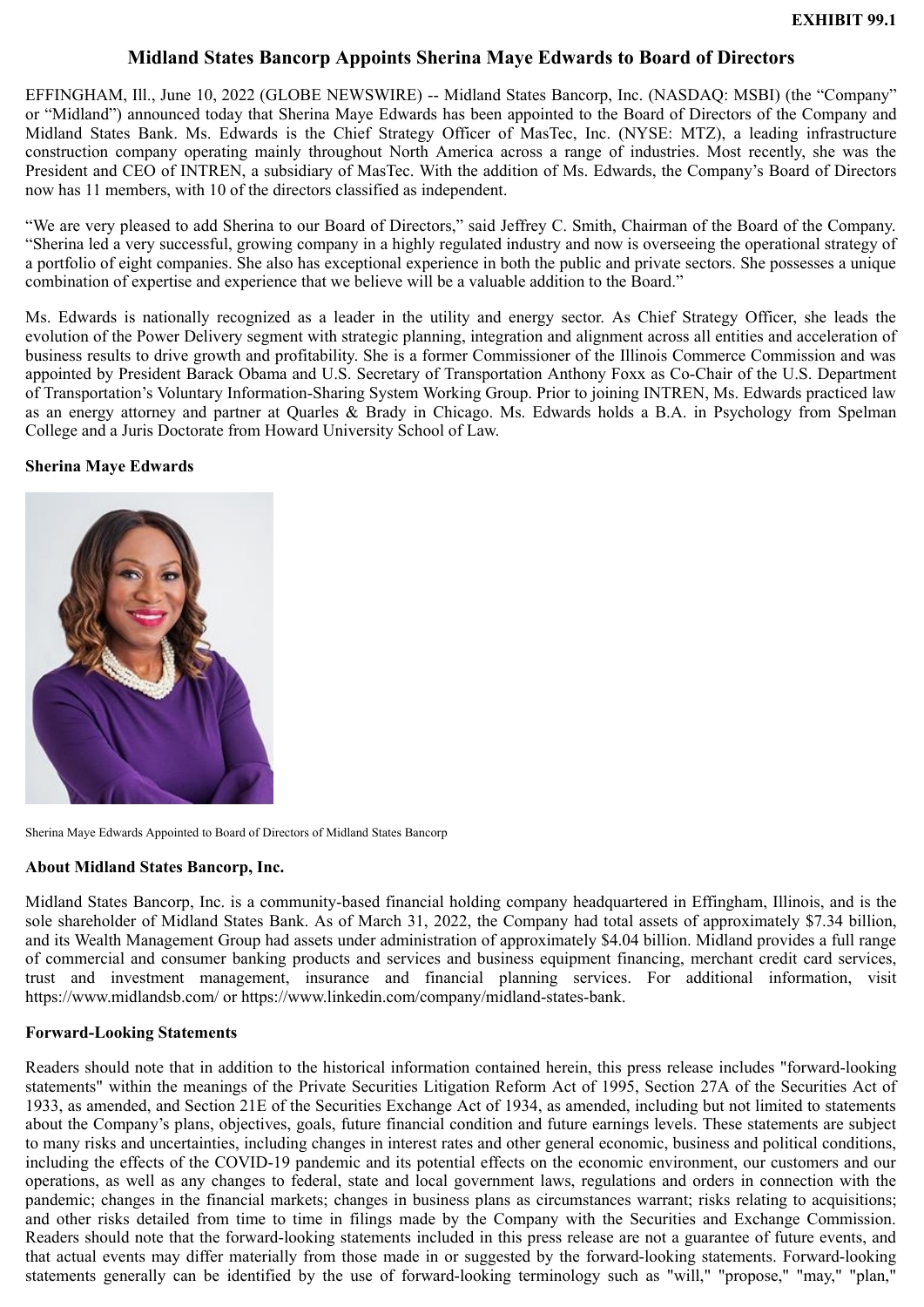**EXHIBIT 99.1**

# Midland States Bancorp Appoints Sherina Maye Edwards to Board of Directors

EFFINGHAM, Ill., June 10, 2022 (GLOBE NEWSWIRE) -- Midland States Bancorp, Inc. (NASDAQ: MSBI) (the "Company" or "Midland") announced today that Sherina Maye Edwards has been appointed to the Board of Directors of the Company and Midland States Bank. Ms. Edwards is the Chief Strategy Officer of MasTec, Inc. (NYSE: MTZ), a leading infrastructure construction company operating mainly throughout North America across a range of industries. Most recently, she was the President and CEO of INTREN, a subsidiary of MasTec. With the addition of Ms. Edwards, the Company's Board of Directors now has 11 members, with 10 of the directors classified as independent.

"We are very pleased to add Sherina to our Board of Directors," said Jeffrey C. Smith, Chairman of the Board of the Company. "Sherina led a very successful, growing company in a highly regulated industry and now is overseeing the operational strategy of a portfolio of eight companies. She also has exceptional experience in both the public and private sectors. She possesses a unique combination of expertise and experience that we believe will be a valuable addition to the Board."

Ms. Edwards is nationally recognized as a leader in the utility and energy sector. As Chief Strategy Officer, she leads the evolution of the Power Delivery segment with strategic planning, integration and alignment across all entities and acceleration of business results to drive growth and profitability. She is a former Commissioner of the Illinois Commerce Commission and was appointed by President Barack Obama and U.S. Secretary of Transportation Anthony Foxx as Co-Chair of the U.S. Department of Transportation's Voluntary Information-Sharing System Working Group. Prior to joining INTREN, Ms. Edwards practiced law as an energy attorney and partner at Quarles & Brady in Chicago. Ms. Edwards holds a B.A. in Psychology from Spelman College and a Juris Doctorate from Howard University School of Law.

**Sherina Maye Edwards**

Sherina Maye Edwards Appointed to Board of Directors of Midland States Bancorp

## About Midland States Bancorp, Inc.

Midland States Bancorp, Inc. is a community-based financial holding company headquartered in Effingham, Illinois, and is the sole shareholder of Midland States Bank. As of March 31, 2022, the Company had total assets of approximately $7.34 billion, and its Wealth Management Group had assets under administration of approximately $4.04 billion. Midland provides a full range of commercial and consumer banking products and services and business equipment financing, merchant credit card services, trust and investment management, insurance and financial planning services. For additional information, visit https://www.midlandsb.com/ or https://www.linkedin.com/company/midland-states-bank.

## Forward-Looking Statements

Readers should note that in addition to the historical information contained herein, this press release includes "forward-looking statements" within the meanings of the Private Securities Litigation Reform Act of 1995, Section 27A of the Securities Act of 1933, as amended, and Section 21E of the Securities Exchange Act of 1934, as amended, including but not limited to statements about the Company's plans, objectives, goals, future financial condition and future earnings levels. These statements are subject to many risks and uncertainties, including changes in interest rates and other general economic, business and political conditions, including the effects of the COVID-19 pandemic and its potential effects on the economic environment, our customers and our operations, as well as any changes to federal, state and local government laws, regulations and orders in connection with the pandemic; changes in the financial markets; changes in business plans as circumstances warrant; risks relating to acquisitions; and other risks detailed from time to time in filings made by the Company with the Securities and Exchange Commission. Readers should note that the forward-looking statements included in this press release are not a guarantee of future events, and that actual events may differ materially from those made in or suggested by the forward-looking statements. Forward-looking statements generally can be identified by the use of forward-looking terminology such as "will," "propose," "may," "plan,"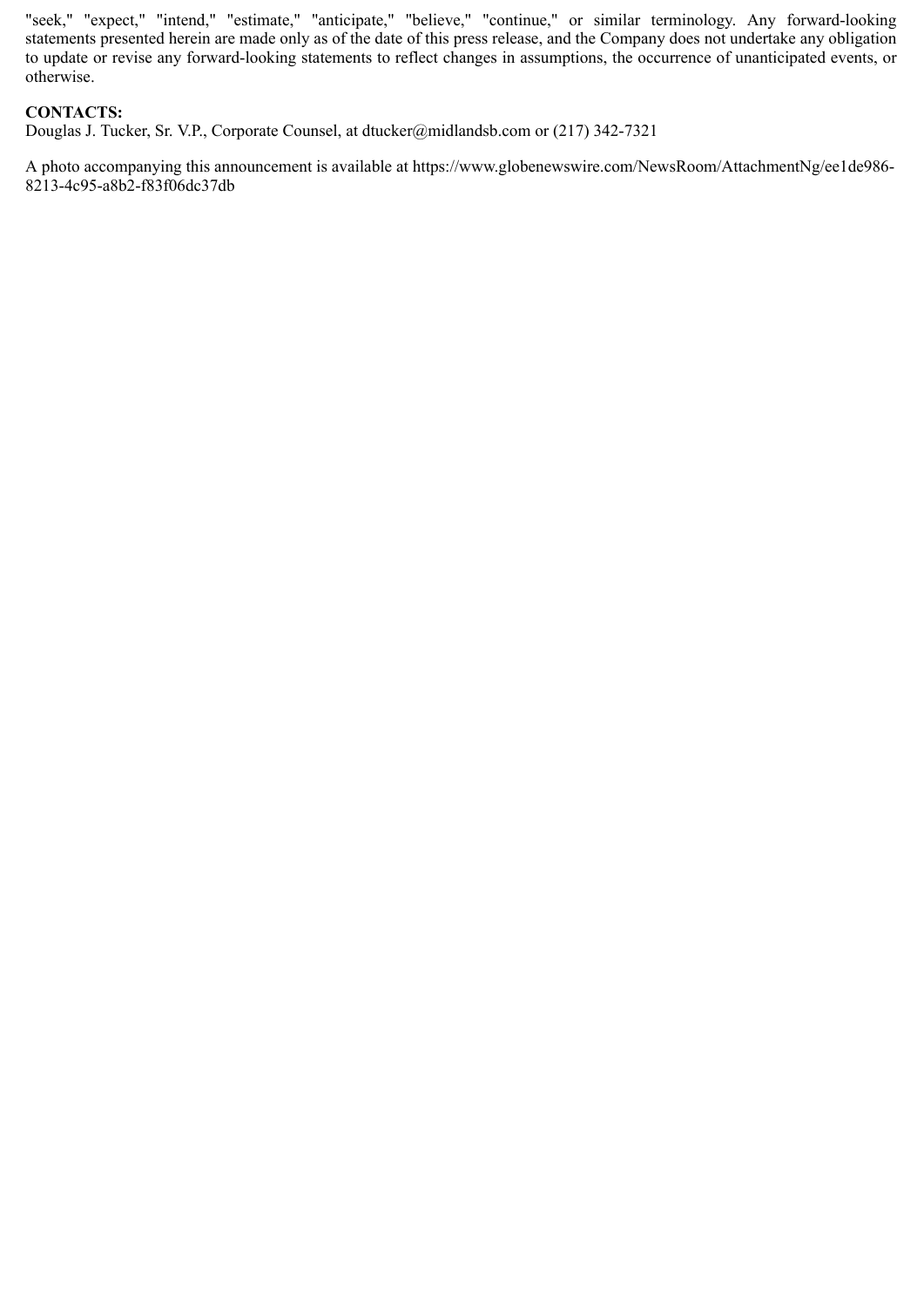"seek," "expect," "intend," "estimate," "anticipate," "believe," "continue," or similar terminology. Any forward-looking statements presented herein are made only as of the date of this press release, and the Company does not undertake any obligation to update or revise any forward-looking statements to reflect changes in assumptions, the occurrence of unanticipated events, or otherwise.

**CONTACTS:**
Douglas J. Tucker, Sr. V.P., Corporate Counsel, at dtucker@midlandsb.com or (217) 342-7321

A photo accompanying this announcement is available at https://www.globenewswire.com/NewsRoom/AttachmentNg/ee1de986-8213-4c95-a8b2-f83f06dc37db